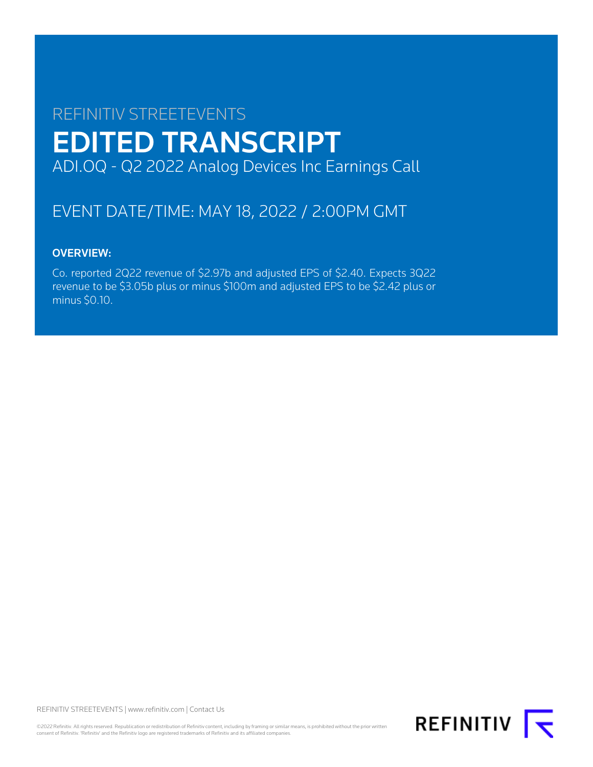REFINITIV STREETEVENTS

# EDITED TRANSCRIPT

ADI.OQ - Q2 2022 Analog Devices Inc Earnings Call

EVENT DATE/TIME: MAY 18, 2022 / 2:00PM GMT

**OVERVIEW:**

Co. reported 2Q22 revenue of $2.97b and adjusted EPS of $2.40. Expects 3Q22 revenue to be $3.05b plus or minus $100m and adjusted EPS to be $2.42 plus or minus $0.10.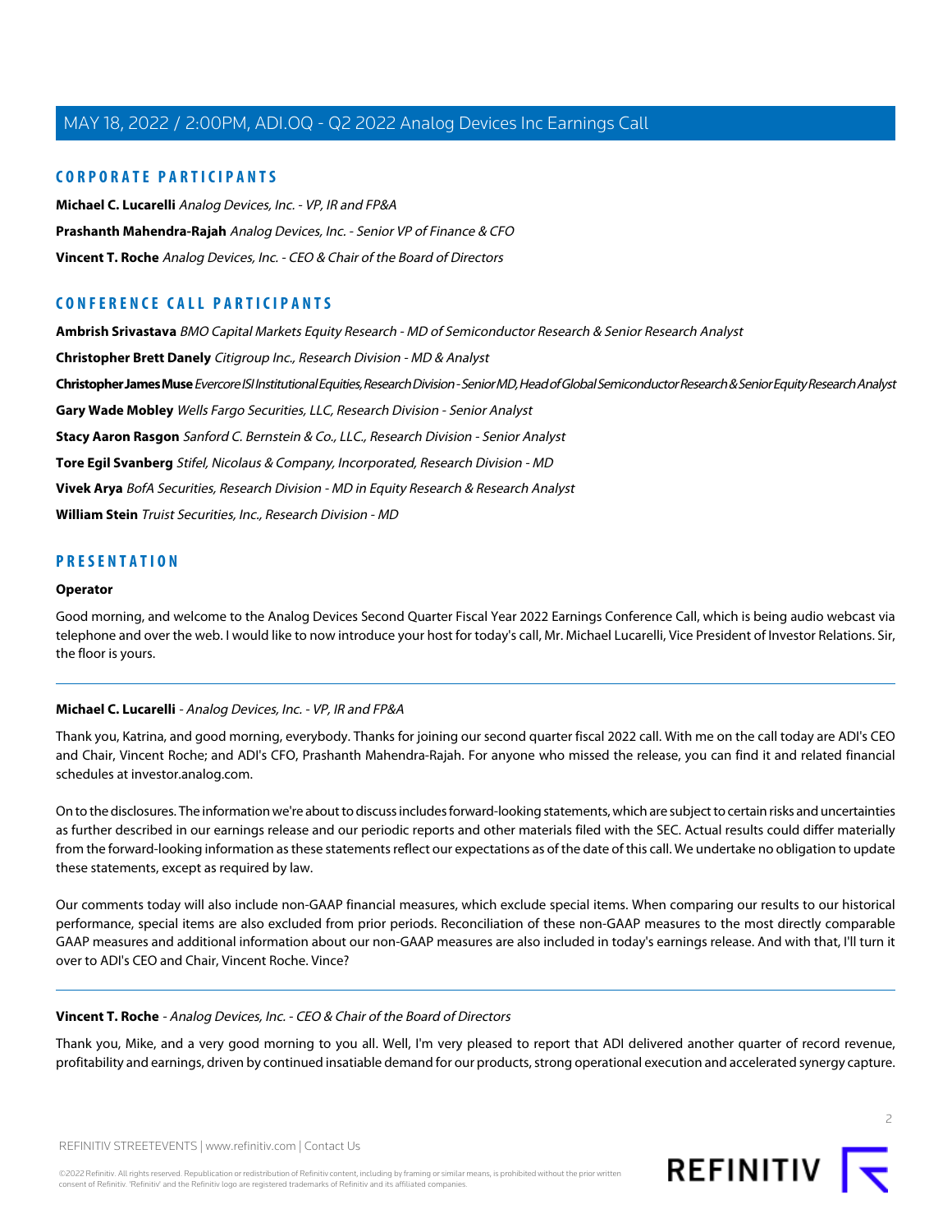## CORPORATE PARTICIPANTS

**Michael C. Lucarelli** *Analog Devices, Inc. - VP, IR and FP&A*

**Prashanth Mahendra-Rajah** *Analog Devices, Inc. - Senior VP of Finance & CFO*

**Vincent T. Roche** *Analog Devices, Inc. - CEO & Chair of the Board of Directors*

## CONFERENCE CALL PARTICIPANTS

**Ambrish Srivastava** *BMO Capital Markets Equity Research - MD of Semiconductor Research & Senior Research Analyst*

**Christopher Brett Danely** *Citigroup Inc., Research Division - MD & Analyst*

**Christopher James Muse** *Evercore ISI Institutional Equities, Research Division - Senior MD, Head of Global Semiconductor Research & Senior Equity Research Analyst*

**Gary Wade Mobley** *Wells Fargo Securities, LLC, Research Division - Senior Analyst*

**Stacy Aaron Rasgon** *Sanford C. Bernstein & Co., LLC., Research Division - Senior Analyst*

**Tore Egil Svanberg** *Stifel, Nicolaus & Company, Incorporated, Research Division - MD*

**Vivek Arya** *BofA Securities, Research Division - MD in Equity Research & Research Analyst*

**William Stein** *Truist Securities, Inc., Research Division - MD*

## PRESENTATION

**Operator**

Good morning, and welcome to the Analog Devices Second Quarter Fiscal Year 2022 Earnings Conference Call, which is being audio webcast via telephone and over the web. I would like to now introduce your host for today's call, Mr. Michael Lucarelli, Vice President of Investor Relations. Sir, the floor is yours.

---

**Michael C. Lucarelli** - *Analog Devices, Inc. - VP, IR and FP&A*

Thank you, Katrina, and good morning, everybody. Thanks for joining our second quarter fiscal 2022 call. With me on the call today are ADI's CEO and Chair, Vincent Roche; and ADI's CFO, Prashanth Mahendra-Rajah. For anyone who missed the release, you can find it and related financial schedules at investor.analog.com.

On to the disclosures. The information we're about to discuss includes forward-looking statements, which are subject to certain risks and uncertainties as further described in our earnings release and our periodic reports and other materials filed with the SEC. Actual results could differ materially from the forward-looking information as these statements reflect our expectations as of the date of this call. We undertake no obligation to update these statements, except as required by law.

Our comments today will also include non-GAAP financial measures, which exclude special items. When comparing our results to our historical performance, special items are also excluded from prior periods. Reconciliation of these non-GAAP measures to the most directly comparable GAAP measures and additional information about our non-GAAP measures are also included in today's earnings release. And with that, I'll turn it over to ADI's CEO and Chair, Vincent Roche. Vince?

---

**Vincent T. Roche** - *Analog Devices, Inc. - CEO & Chair of the Board of Directors*

Thank you, Mike, and a very good morning to you all. Well, I'm very pleased to report that ADI delivered another quarter of record revenue, profitability and earnings, driven by continued insatiable demand for our products, strong operational execution and accelerated synergy capture.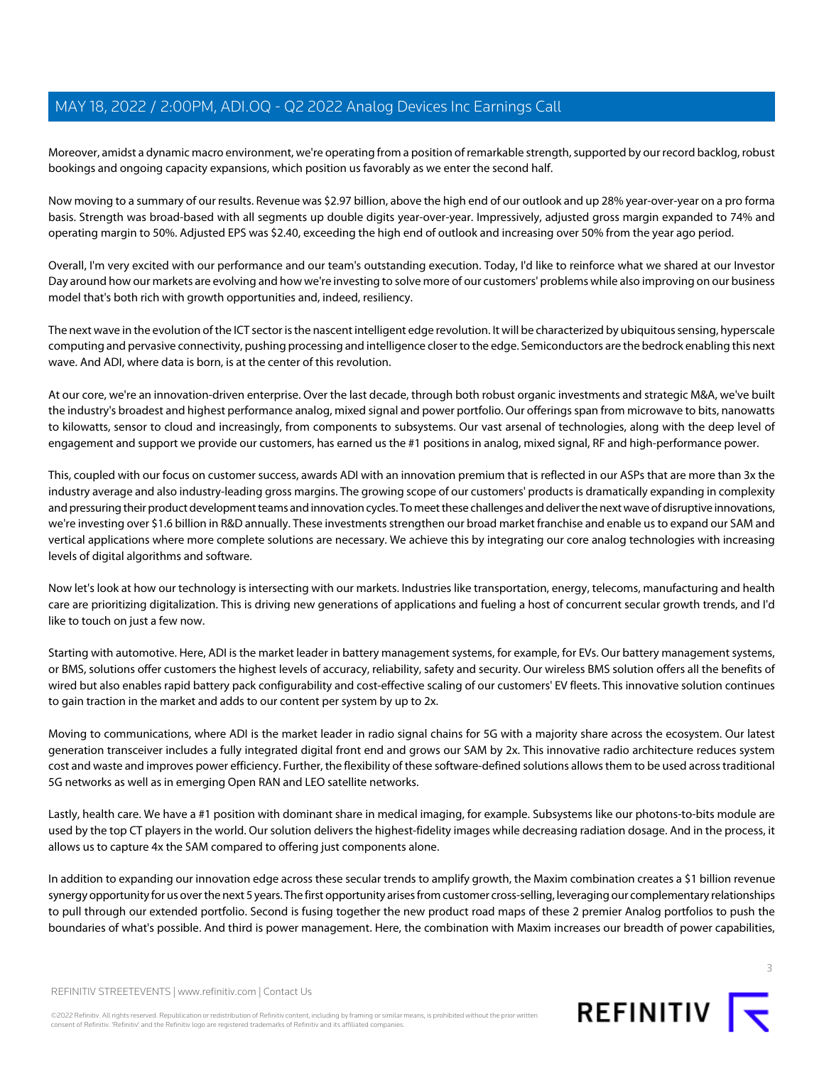Moreover, amidst a dynamic macro environment, we're operating from a position of remarkable strength, supported by our record backlog, robust bookings and ongoing capacity expansions, which position us favorably as we enter the second half.

Now moving to a summary of our results. Revenue was $2.97 billion, above the high end of our outlook and up 28% year-over-year on a pro forma basis. Strength was broad-based with all segments up double digits year-over-year. Impressively, adjusted gross margin expanded to 74% and operating margin to 50%. Adjusted EPS was $2.40, exceeding the high end of outlook and increasing over 50% from the year ago period.

Overall, I'm very excited with our performance and our team's outstanding execution. Today, I'd like to reinforce what we shared at our Investor Day around how our markets are evolving and how we're investing to solve more of our customers' problems while also improving on our business model that's both rich with growth opportunities and, indeed, resiliency.

The next wave in the evolution of the ICT sector is the nascent intelligent edge revolution. It will be characterized by ubiquitous sensing, hyperscale computing and pervasive connectivity, pushing processing and intelligence closer to the edge. Semiconductors are the bedrock enabling this next wave. And ADI, where data is born, is at the center of this revolution.

At our core, we're an innovation-driven enterprise. Over the last decade, through both robust organic investments and strategic M&A, we've built the industry's broadest and highest performance analog, mixed signal and power portfolio. Our offerings span from microwave to bits, nanowatts to kilowatts, sensor to cloud and increasingly, from components to subsystems. Our vast arsenal of technologies, along with the deep level of engagement and support we provide our customers, has earned us the #1 positions in analog, mixed signal, RF and high-performance power.

This, coupled with our focus on customer success, awards ADI with an innovation premium that is reflected in our ASPs that are more than 3x the industry average and also industry-leading gross margins. The growing scope of our customers' products is dramatically expanding in complexity and pressuring their product development teams and innovation cycles. To meet these challenges and deliver the next wave of disruptive innovations, we're investing over $1.6 billion in R&D annually. These investments strengthen our broad market franchise and enable us to expand our SAM and vertical applications where more complete solutions are necessary. We achieve this by integrating our core analog technologies with increasing levels of digital algorithms and software.

Now let's look at how our technology is intersecting with our markets. Industries like transportation, energy, telecoms, manufacturing and health care are prioritizing digitalization. This is driving new generations of applications and fueling a host of concurrent secular growth trends, and I'd like to touch on just a few now.

Starting with automotive. Here, ADI is the market leader in battery management systems, for example, for EVs. Our battery management systems, or BMS, solutions offer customers the highest levels of accuracy, reliability, safety and security. Our wireless BMS solution offers all the benefits of wired but also enables rapid battery pack configurability and cost-effective scaling of our customers' EV fleets. This innovative solution continues to gain traction in the market and adds to our content per system by up to 2x.

Moving to communications, where ADI is the market leader in radio signal chains for 5G with a majority share across the ecosystem. Our latest generation transceiver includes a fully integrated digital front end and grows our SAM by 2x. This innovative radio architecture reduces system cost and waste and improves power efficiency. Further, the flexibility of these software-defined solutions allows them to be used across traditional 5G networks as well as in emerging Open RAN and LEO satellite networks.

Lastly, health care. We have a #1 position with dominant share in medical imaging, for example. Subsystems like our photons-to-bits module are used by the top CT players in the world. Our solution delivers the highest-fidelity images while decreasing radiation dosage. And in the process, it allows us to capture 4x the SAM compared to offering just components alone.

In addition to expanding our innovation edge across these secular trends to amplify growth, the Maxim combination creates a $1 billion revenue synergy opportunity for us over the next 5 years. The first opportunity arises from customer cross-selling, leveraging our complementary relationships to pull through our extended portfolio. Second is fusing together the new product road maps of these 2 premier Analog portfolios to push the boundaries of what's possible. And third is power management. Here, the combination with Maxim increases our breadth of power capabilities,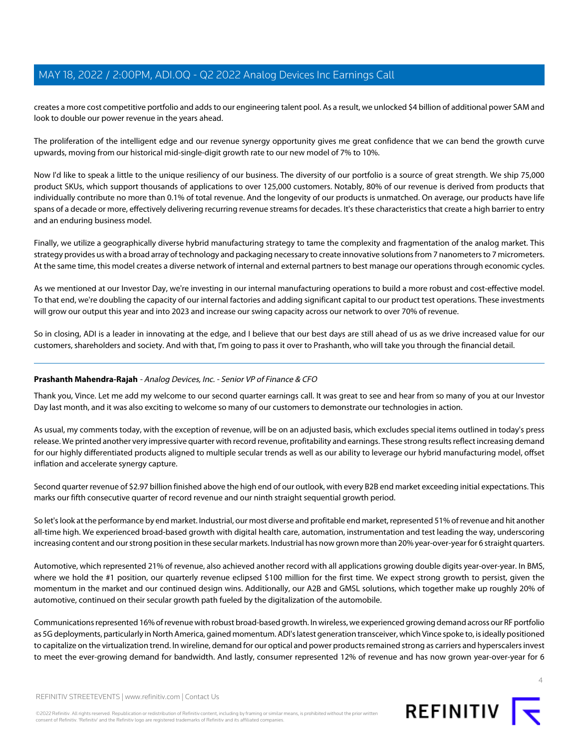creates a more cost competitive portfolio and adds to our engineering talent pool. As a result, we unlocked $4 billion of additional power SAM and look to double our power revenue in the years ahead.

The proliferation of the intelligent edge and our revenue synergy opportunity gives me great confidence that we can bend the growth curve upwards, moving from our historical mid-single-digit growth rate to our new model of 7% to 10%.

Now I'd like to speak a little to the unique resiliency of our business. The diversity of our portfolio is a source of great strength. We ship 75,000 product SKUs, which support thousands of applications to over 125,000 customers. Notably, 80% of our revenue is derived from products that individually contribute no more than 0.1% of total revenue. And the longevity of our products is unmatched. On average, our products have life spans of a decade or more, effectively delivering recurring revenue streams for decades. It's these characteristics that create a high barrier to entry and an enduring business model.

Finally, we utilize a geographically diverse hybrid manufacturing strategy to tame the complexity and fragmentation of the analog market. This strategy provides us with a broad array of technology and packaging necessary to create innovative solutions from 7 nanometers to 7 micrometers. At the same time, this model creates a diverse network of internal and external partners to best manage our operations through economic cycles.

As we mentioned at our Investor Day, we're investing in our internal manufacturing operations to build a more robust and cost-effective model. To that end, we're doubling the capacity of our internal factories and adding significant capital to our product test operations. These investments will grow our output this year and into 2023 and increase our swing capacity across our network to over 70% of revenue.

So in closing, ADI is a leader in innovating at the edge, and I believe that our best days are still ahead of us as we drive increased value for our customers, shareholders and society. And with that, I'm going to pass it over to Prashanth, who will take you through the financial detail.

---

**Prashanth Mahendra-Rajah** - *Analog Devices, Inc. - Senior VP of Finance & CFO*

Thank you, Vince. Let me add my welcome to our second quarter earnings call. It was great to see and hear from so many of you at our Investor Day last month, and it was also exciting to welcome so many of our customers to demonstrate our technologies in action.

As usual, my comments today, with the exception of revenue, will be on an adjusted basis, which excludes special items outlined in today's press release. We printed another very impressive quarter with record revenue, profitability and earnings. These strong results reflect increasing demand for our highly differentiated products aligned to multiple secular trends as well as our ability to leverage our hybrid manufacturing model, offset inflation and accelerate synergy capture.

Second quarter revenue of $2.97 billion finished above the high end of our outlook, with every B2B end market exceeding initial expectations. This marks our fifth consecutive quarter of record revenue and our ninth straight sequential growth period.

So let's look at the performance by end market. Industrial, our most diverse and profitable end market, represented 51% of revenue and hit another all-time high. We experienced broad-based growth with digital health care, automation, instrumentation and test leading the way, underscoring increasing content and our strong position in these secular markets. Industrial has now grown more than 20% year-over-year for 6 straight quarters.

Automotive, which represented 21% of revenue, also achieved another record with all applications growing double digits year-over-year. In BMS, where we hold the #1 position, our quarterly revenue eclipsed $100 million for the first time. We expect strong growth to persist, given the momentum in the market and our continued design wins. Additionally, our A2B and GMSL solutions, which together make up roughly 20% of automotive, continued on their secular growth path fueled by the digitalization of the automobile.

Communications represented 16% of revenue with robust broad-based growth. In wireless, we experienced growing demand across our RF portfolio as 5G deployments, particularly in North America, gained momentum. ADI's latest generation transceiver, which Vince spoke to, is ideally positioned to capitalize on the virtualization trend. In wireline, demand for our optical and power products remained strong as carriers and hyperscalers invest to meet the ever-growing demand for bandwidth. And lastly, consumer represented 12% of revenue and has now grown year-over-year for 6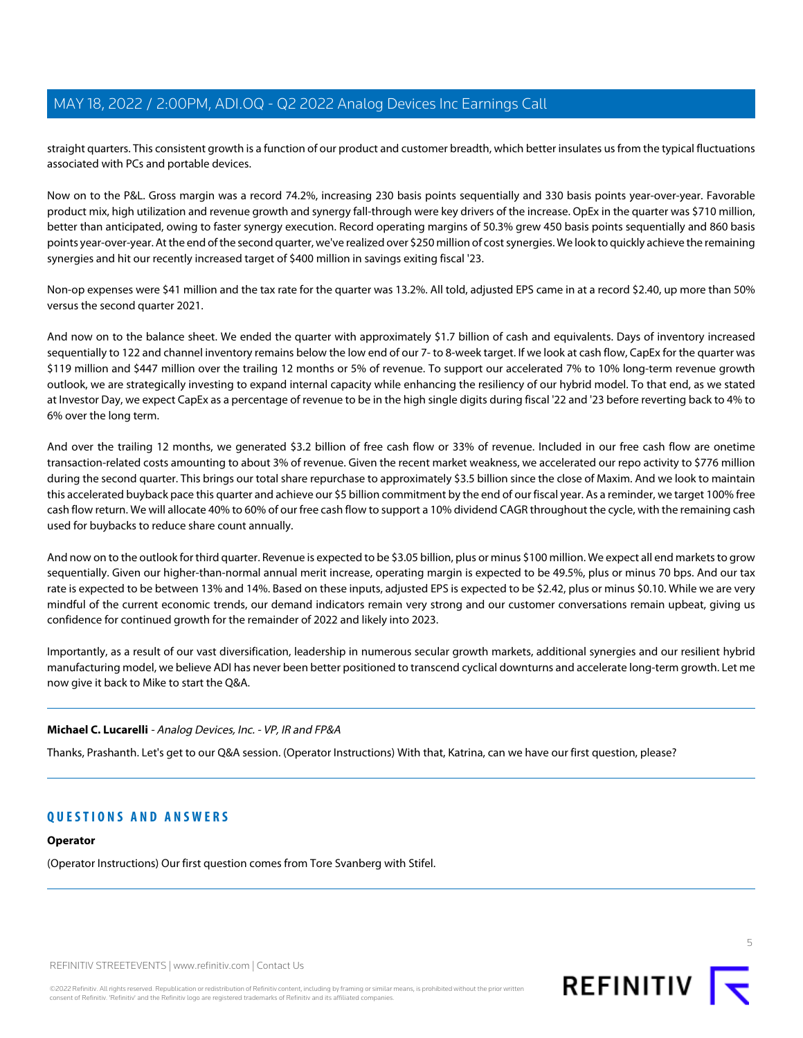straight quarters. This consistent growth is a function of our product and customer breadth, which better insulates us from the typical fluctuations associated with PCs and portable devices.

Now on to the P&L. Gross margin was a record 74.2%, increasing 230 basis points sequentially and 330 basis points year-over-year. Favorable product mix, high utilization and revenue growth and synergy fall-through were key drivers of the increase. OpEx in the quarter was $710 million, better than anticipated, owing to faster synergy execution. Record operating margins of 50.3% grew 450 basis points sequentially and 860 basis points year-over-year. At the end of the second quarter, we've realized over $250 million of cost synergies. We look to quickly achieve the remaining synergies and hit our recently increased target of $400 million in savings exiting fiscal '23.

Non-op expenses were $41 million and the tax rate for the quarter was 13.2%. All told, adjusted EPS came in at a record $2.40, up more than 50% versus the second quarter 2021.

And now on to the balance sheet. We ended the quarter with approximately $1.7 billion of cash and equivalents. Days of inventory increased sequentially to 122 and channel inventory remains below the low end of our 7- to 8-week target. If we look at cash flow, CapEx for the quarter was $119 million and $447 million over the trailing 12 months or 5% of revenue. To support our accelerated 7% to 10% long-term revenue growth outlook, we are strategically investing to expand internal capacity while enhancing the resiliency of our hybrid model. To that end, as we stated at Investor Day, we expect CapEx as a percentage of revenue to be in the high single digits during fiscal '22 and '23 before reverting back to 4% to 6% over the long term.

And over the trailing 12 months, we generated $3.2 billion of free cash flow or 33% of revenue. Included in our free cash flow are onetime transaction-related costs amounting to about 3% of revenue. Given the recent market weakness, we accelerated our repo activity to $776 million during the second quarter. This brings our total share repurchase to approximately $3.5 billion since the close of Maxim. And we look to maintain this accelerated buyback pace this quarter and achieve our $5 billion commitment by the end of our fiscal year. As a reminder, we target 100% free cash flow return. We will allocate 40% to 60% of our free cash flow to support a 10% dividend CAGR throughout the cycle, with the remaining cash used for buybacks to reduce share count annually.

And now on to the outlook for third quarter. Revenue is expected to be $3.05 billion, plus or minus $100 million. We expect all end markets to grow sequentially. Given our higher-than-normal annual merit increase, operating margin is expected to be 49.5%, plus or minus 70 bps. And our tax rate is expected to be between 13% and 14%. Based on these inputs, adjusted EPS is expected to be $2.42, plus or minus $0.10. While we are very mindful of the current economic trends, our demand indicators remain very strong and our customer conversations remain upbeat, giving us confidence for continued growth for the remainder of 2022 and likely into 2023.

Importantly, as a result of our vast diversification, leadership in numerous secular growth markets, additional synergies and our resilient hybrid manufacturing model, we believe ADI has never been better positioned to transcend cyclical downturns and accelerate long-term growth. Let me now give it back to Mike to start the Q&A.

---

**Michael C. Lucarelli** - *Analog Devices, Inc. - VP, IR and FP&A*

Thanks, Prashanth. Let's get to our Q&A session. (Operator Instructions) With that, Katrina, can we have our first question, please?

---

## QUESTIONS AND ANSWERS

**Operator**

(Operator Instructions) Our first question comes from Tore Svanberg with Stifel.

---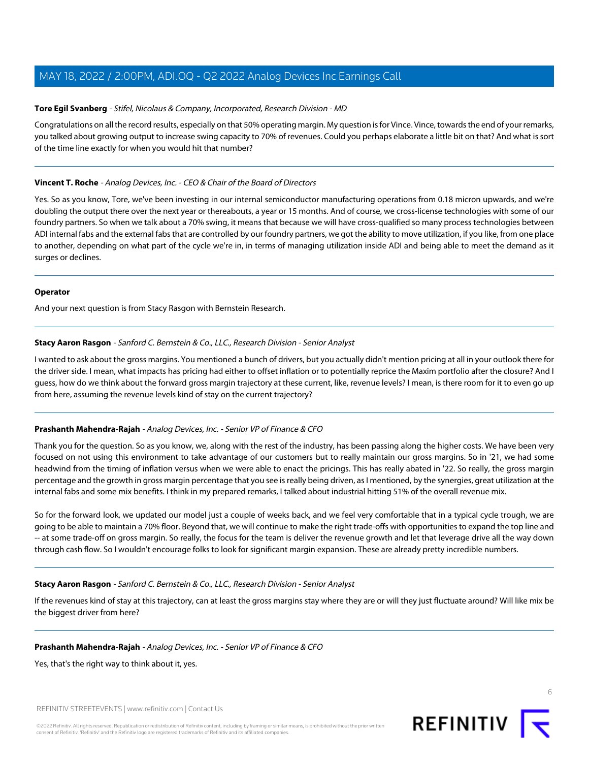**Tore Egil Svanberg** - *Stifel, Nicolaus & Company, Incorporated, Research Division - MD*

Congratulations on all the record results, especially on that 50% operating margin. My question is for Vince. Vince, towards the end of your remarks, you talked about growing output to increase swing capacity to 70% of revenues. Could you perhaps elaborate a little bit on that? And what is sort of the time line exactly for when you would hit that number?

---

**Vincent T. Roche** - *Analog Devices, Inc. - CEO & Chair of the Board of Directors*

Yes. So as you know, Tore, we've been investing in our internal semiconductor manufacturing operations from 0.18 micron upwards, and we're doubling the output there over the next year or thereabouts, a year or 15 months. And of course, we cross-license technologies with some of our foundry partners. So when we talk about a 70% swing, it means that because we will have cross-qualified so many process technologies between ADI internal fabs and the external fabs that are controlled by our foundry partners, we got the ability to move utilization, if you like, from one place to another, depending on what part of the cycle we're in, in terms of managing utilization inside ADI and being able to meet the demand as it surges or declines.

---

**Operator**

And your next question is from Stacy Rasgon with Bernstein Research.

---

**Stacy Aaron Rasgon** - *Sanford C. Bernstein & Co., LLC., Research Division - Senior Analyst*

I wanted to ask about the gross margins. You mentioned a bunch of drivers, but you actually didn't mention pricing at all in your outlook there for the driver side. I mean, what impacts has pricing had either to offset inflation or to potentially reprice the Maxim portfolio after the closure? And I guess, how do we think about the forward gross margin trajectory at these current, like, revenue levels? I mean, is there room for it to even go up from here, assuming the revenue levels kind of stay on the current trajectory?

---

**Prashanth Mahendra-Rajah** - *Analog Devices, Inc. - Senior VP of Finance & CFO*

Thank you for the question. So as you know, we, along with the rest of the industry, has been passing along the higher costs. We have been very focused on not using this environment to take advantage of our customers but to really maintain our gross margins. So in '21, we had some headwind from the timing of inflation versus when we were able to enact the pricings. This has really abated in '22. So really, the gross margin percentage and the growth in gross margin percentage that you see is really being driven, as I mentioned, by the synergies, great utilization at the internal fabs and some mix benefits. I think in my prepared remarks, I talked about industrial hitting 51% of the overall revenue mix.

So for the forward look, we updated our model just a couple of weeks back, and we feel very comfortable that in a typical cycle trough, we are going to be able to maintain a 70% floor. Beyond that, we will continue to make the right trade-offs with opportunities to expand the top line and -- at some trade-off on gross margin. So really, the focus for the team is deliver the revenue growth and let that leverage drive all the way down through cash flow. So I wouldn't encourage folks to look for significant margin expansion. These are already pretty incredible numbers.

---

**Stacy Aaron Rasgon** - *Sanford C. Bernstein & Co., LLC., Research Division - Senior Analyst*

If the revenues kind of stay at this trajectory, can at least the gross margins stay where they are or will they just fluctuate around? Will like mix be the biggest driver from here?

---

**Prashanth Mahendra-Rajah** - *Analog Devices, Inc. - Senior VP of Finance & CFO*

Yes, that's the right way to think about it, yes.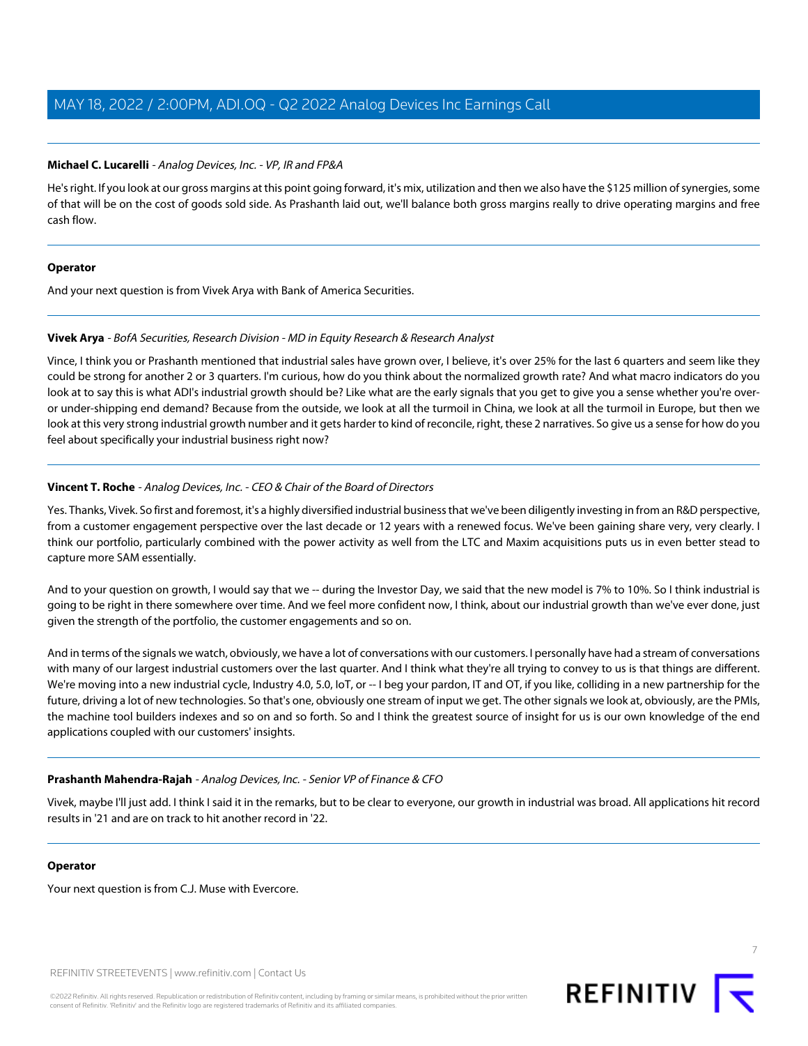**Michael C. Lucarelli** - *Analog Devices, Inc. - VP, IR and FP&A*

He's right. If you look at our gross margins at this point going forward, it's mix, utilization and then we also have the $125 million of synergies, some of that will be on the cost of goods sold side. As Prashanth laid out, we'll balance both gross margins really to drive operating margins and free cash flow.

---

**Operator**

And your next question is from Vivek Arya with Bank of America Securities.

---

**Vivek Arya** - *BofA Securities, Research Division - MD in Equity Research & Research Analyst*

Vince, I think you or Prashanth mentioned that industrial sales have grown over, I believe, it's over 25% for the last 6 quarters and seem like they could be strong for another 2 or 3 quarters. I'm curious, how do you think about the normalized growth rate? And what macro indicators do you look at to say this is what ADI's industrial growth should be? Like what are the early signals that you get to give you a sense whether you're over- or under-shipping end demand? Because from the outside, we look at all the turmoil in China, we look at all the turmoil in Europe, but then we look at this very strong industrial growth number and it gets harder to kind of reconcile, right, these 2 narratives. So give us a sense for how do you feel about specifically your industrial business right now?

---

**Vincent T. Roche** - *Analog Devices, Inc. - CEO & Chair of the Board of Directors*

Yes. Thanks, Vivek. So first and foremost, it's a highly diversified industrial business that we've been diligently investing in from an R&D perspective, from a customer engagement perspective over the last decade or 12 years with a renewed focus. We've been gaining share very, very clearly. I think our portfolio, particularly combined with the power activity as well from the LTC and Maxim acquisitions puts us in even better stead to capture more SAM essentially.

And to your question on growth, I would say that we -- during the Investor Day, we said that the new model is 7% to 10%. So I think industrial is going to be right in there somewhere over time. And we feel more confident now, I think, about our industrial growth than we've ever done, just given the strength of the portfolio, the customer engagements and so on.

And in terms of the signals we watch, obviously, we have a lot of conversations with our customers. I personally have had a stream of conversations with many of our largest industrial customers over the last quarter. And I think what they're all trying to convey to us is that things are different. We're moving into a new industrial cycle, Industry 4.0, 5.0, IoT, or -- I beg your pardon, IT and OT, if you like, colliding in a new partnership for the future, driving a lot of new technologies. So that's one, obviously one stream of input we get. The other signals we look at, obviously, are the PMIs, the machine tool builders indexes and so on and so forth. So and I think the greatest source of insight for us is our own knowledge of the end applications coupled with our customers' insights.

---

**Prashanth Mahendra-Rajah** - *Analog Devices, Inc. - Senior VP of Finance & CFO*

Vivek, maybe I'll just add. I think I said it in the remarks, but to be clear to everyone, our growth in industrial was broad. All applications hit record results in '21 and are on track to hit another record in '22.

---

**Operator**

Your next question is from C.J. Muse with Evercore.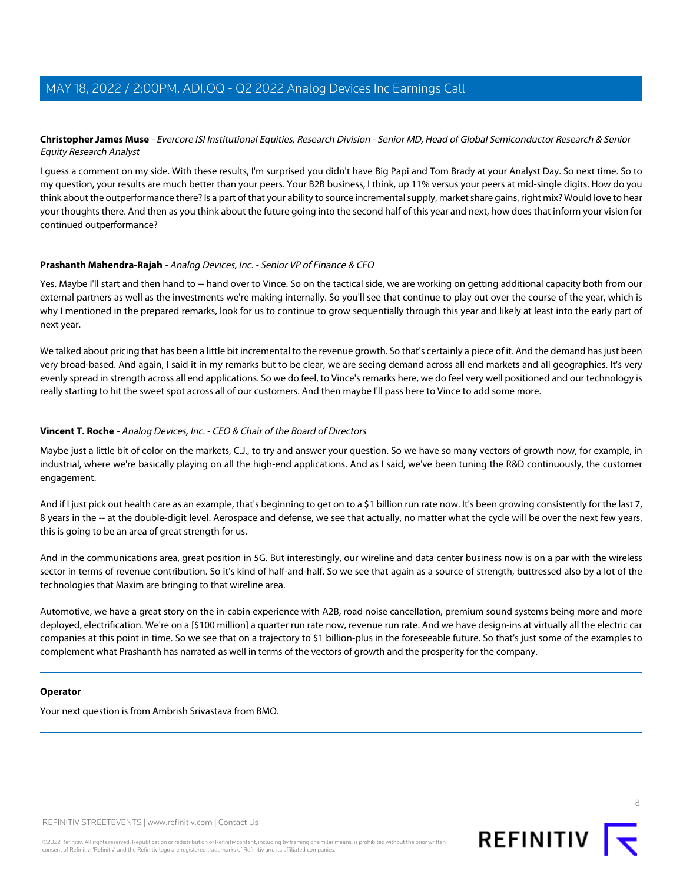**Christopher James Muse** - *Evercore ISI Institutional Equities, Research Division - Senior MD, Head of Global Semiconductor Research & Senior Equity Research Analyst*

I guess a comment on my side. With these results, I'm surprised you didn't have Big Papi and Tom Brady at your Analyst Day. So next time. So to my question, your results are much better than your peers. Your B2B business, I think, up 11% versus your peers at mid-single digits. How do you think about the outperformance there? Is a part of that your ability to source incremental supply, market share gains, right mix? Would love to hear your thoughts there. And then as you think about the future going into the second half of this year and next, how does that inform your vision for continued outperformance?

---

**Prashanth Mahendra-Rajah** - *Analog Devices, Inc. - Senior VP of Finance & CFO*

Yes. Maybe I'll start and then hand to -- hand over to Vince. So on the tactical side, we are working on getting additional capacity both from our external partners as well as the investments we're making internally. So you'll see that continue to play out over the course of the year, which is why I mentioned in the prepared remarks, look for us to continue to grow sequentially through this year and likely at least into the early part of next year.

We talked about pricing that has been a little bit incremental to the revenue growth. So that's certainly a piece of it. And the demand has just been very broad-based. And again, I said it in my remarks but to be clear, we are seeing demand across all end markets and all geographies. It's very evenly spread in strength across all end applications. So we do feel, to Vince's remarks here, we do feel very well positioned and our technology is really starting to hit the sweet spot across all of our customers. And then maybe I'll pass here to Vince to add some more.

---

**Vincent T. Roche** - *Analog Devices, Inc. - CEO & Chair of the Board of Directors*

Maybe just a little bit of color on the markets, C.J., to try and answer your question. So we have so many vectors of growth now, for example, in industrial, where we're basically playing on all the high-end applications. And as I said, we've been tuning the R&D continuously, the customer engagement.

And if I just pick out health care as an example, that's beginning to get on to a $1 billion run rate now. It's been growing consistently for the last 7, 8 years in the -- at the double-digit level. Aerospace and defense, we see that actually, no matter what the cycle will be over the next few years, this is going to be an area of great strength for us.

And in the communications area, great position in 5G. But interestingly, our wireline and data center business now is on a par with the wireless sector in terms of revenue contribution. So it's kind of half-and-half. So we see that again as a source of strength, buttressed also by a lot of the technologies that Maxim are bringing to that wireline area.

Automotive, we have a great story on the in-cabin experience with A2B, road noise cancellation, premium sound systems being more and more deployed, electrification. We're on a [$100 million] a quarter run rate now, revenue run rate. And we have design-ins at virtually all the electric car companies at this point in time. So we see that on a trajectory to $1 billion-plus in the foreseeable future. So that's just some of the examples to complement what Prashanth has narrated as well in terms of the vectors of growth and the prosperity for the company.

---

**Operator**

Your next question is from Ambrish Srivastava from BMO.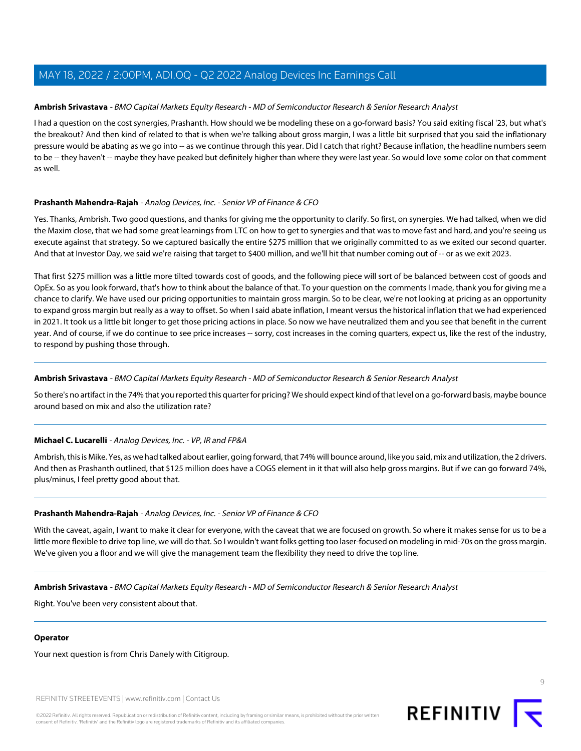**Ambrish Srivastava** - *BMO Capital Markets Equity Research - MD of Semiconductor Research & Senior Research Analyst*

I had a question on the cost synergies, Prashanth. How should we be modeling these on a go-forward basis? You said exiting fiscal '23, but what's the breakout? And then kind of related to that is when we're talking about gross margin, I was a little bit surprised that you said the inflationary pressure would be abating as we go into -- as we continue through this year. Did I catch that right? Because inflation, the headline numbers seem to be -- they haven't -- maybe they have peaked but definitely higher than where they were last year. So would love some color on that comment as well.

---

**Prashanth Mahendra-Rajah** - *Analog Devices, Inc. - Senior VP of Finance & CFO*

Yes. Thanks, Ambrish. Two good questions, and thanks for giving me the opportunity to clarify. So first, on synergies. We had talked, when we did the Maxim close, that we had some great learnings from LTC on how to get to synergies and that was to move fast and hard, and you're seeing us execute against that strategy. So we captured basically the entire $275 million that we originally committed to as we exited our second quarter. And that at Investor Day, we said we're raising that target to $400 million, and we'll hit that number coming out of -- or as we exit 2023.

That first $275 million was a little more tilted towards cost of goods, and the following piece will sort of be balanced between cost of goods and OpEx. So as you look forward, that's how to think about the balance of that. To your question on the comments I made, thank you for giving me a chance to clarify. We have used our pricing opportunities to maintain gross margin. So to be clear, we're not looking at pricing as an opportunity to expand gross margin but really as a way to offset. So when I said abate inflation, I meant versus the historical inflation that we had experienced in 2021. It took us a little bit longer to get those pricing actions in place. So now we have neutralized them and you see that benefit in the current year. And of course, if we do continue to see price increases -- sorry, cost increases in the coming quarters, expect us, like the rest of the industry, to respond by pushing those through.

---

**Ambrish Srivastava** - *BMO Capital Markets Equity Research - MD of Semiconductor Research & Senior Research Analyst*

So there's no artifact in the 74% that you reported this quarter for pricing? We should expect kind of that level on a go-forward basis, maybe bounce around based on mix and also the utilization rate?

---

**Michael C. Lucarelli** - *Analog Devices, Inc. - VP, IR and FP&A*

Ambrish, this is Mike. Yes, as we had talked about earlier, going forward, that 74% will bounce around, like you said, mix and utilization, the 2 drivers. And then as Prashanth outlined, that $125 million does have a COGS element in it that will also help gross margins. But if we can go forward 74%, plus/minus, I feel pretty good about that.

---

**Prashanth Mahendra-Rajah** - *Analog Devices, Inc. - Senior VP of Finance & CFO*

With the caveat, again, I want to make it clear for everyone, with the caveat that we are focused on growth. So where it makes sense for us to be a little more flexible to drive top line, we will do that. So I wouldn't want folks getting too laser-focused on modeling in mid-70s on the gross margin. We've given you a floor and we will give the management team the flexibility they need to drive the top line.

---

**Ambrish Srivastava** - *BMO Capital Markets Equity Research - MD of Semiconductor Research & Senior Research Analyst*

Right. You've been very consistent about that.

---

**Operator**

Your next question is from Chris Danely with Citigroup.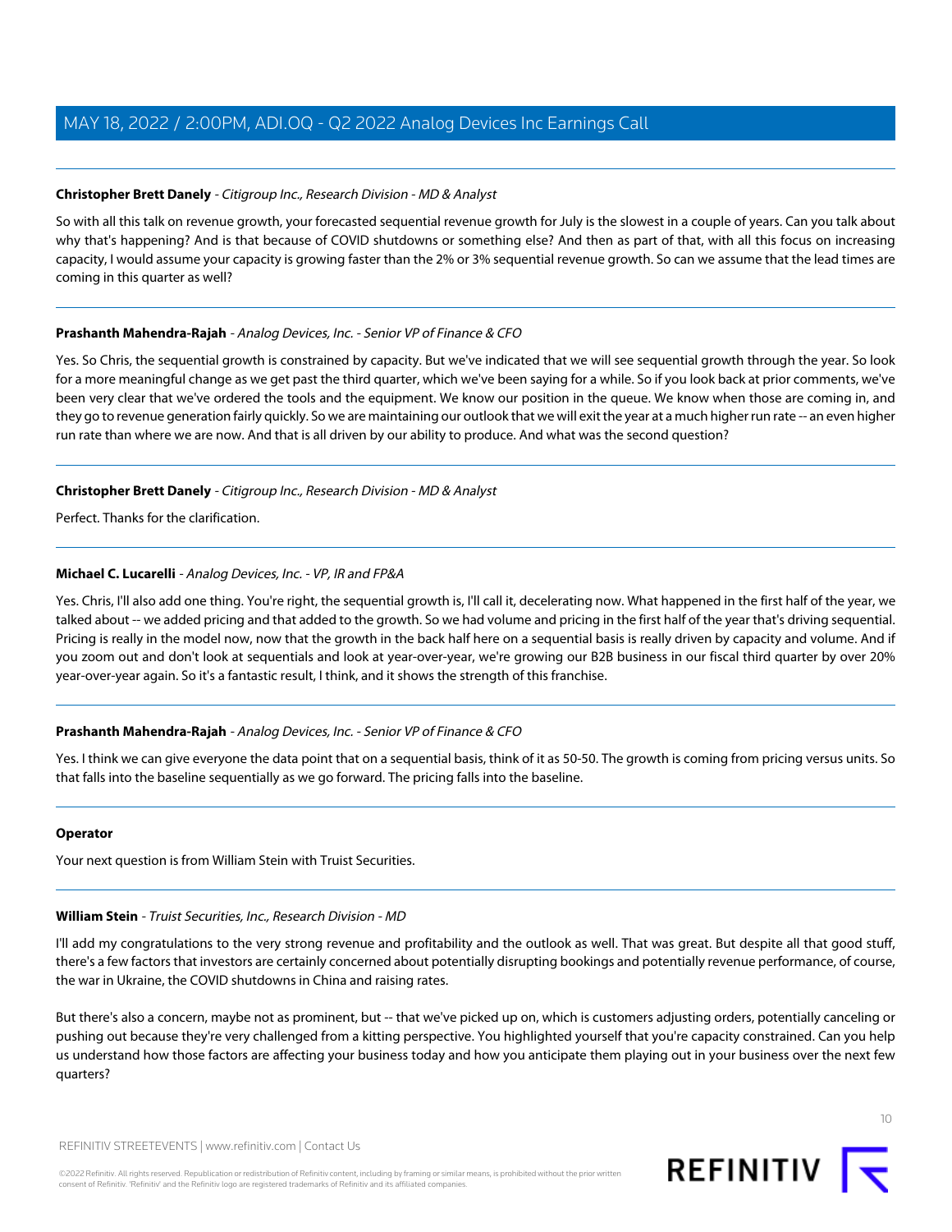**Christopher Brett Danely** - *Citigroup Inc., Research Division - MD & Analyst*

So with all this talk on revenue growth, your forecasted sequential revenue growth for July is the slowest in a couple of years. Can you talk about why that's happening? And is that because of COVID shutdowns or something else? And then as part of that, with all this focus on increasing capacity, I would assume your capacity is growing faster than the 2% or 3% sequential revenue growth. So can we assume that the lead times are coming in this quarter as well?

---

**Prashanth Mahendra-Rajah** - *Analog Devices, Inc. - Senior VP of Finance & CFO*

Yes. So Chris, the sequential growth is constrained by capacity. But we've indicated that we will see sequential growth through the year. So look for a more meaningful change as we get past the third quarter, which we've been saying for a while. So if you look back at prior comments, we've been very clear that we've ordered the tools and the equipment. We know our position in the queue. We know when those are coming in, and they go to revenue generation fairly quickly. So we are maintaining our outlook that we will exit the year at a much higher run rate -- an even higher run rate than where we are now. And that is all driven by our ability to produce. And what was the second question?

---

**Christopher Brett Danely** - *Citigroup Inc., Research Division - MD & Analyst*

Perfect. Thanks for the clarification.

---

**Michael C. Lucarelli** - *Analog Devices, Inc. - VP, IR and FP&A*

Yes. Chris, I'll also add one thing. You're right, the sequential growth is, I'll call it, decelerating now. What happened in the first half of the year, we talked about -- we added pricing and that added to the growth. So we had volume and pricing in the first half of the year that's driving sequential. Pricing is really in the model now, now that the growth in the back half here on a sequential basis is really driven by capacity and volume. And if you zoom out and don't look at sequentials and look at year-over-year, we're growing our B2B business in our fiscal third quarter by over 20% year-over-year again. So it's a fantastic result, I think, and it shows the strength of this franchise.

---

**Prashanth Mahendra-Rajah** - *Analog Devices, Inc. - Senior VP of Finance & CFO*

Yes. I think we can give everyone the data point that on a sequential basis, think of it as 50-50. The growth is coming from pricing versus units. So that falls into the baseline sequentially as we go forward. The pricing falls into the baseline.

---

**Operator**

Your next question is from William Stein with Truist Securities.

---

**William Stein** - *Truist Securities, Inc., Research Division - MD*

I'll add my congratulations to the very strong revenue and profitability and the outlook as well. That was great. But despite all that good stuff, there's a few factors that investors are certainly concerned about potentially disrupting bookings and potentially revenue performance, of course, the war in Ukraine, the COVID shutdowns in China and raising rates.

But there's also a concern, maybe not as prominent, but -- that we've picked up on, which is customers adjusting orders, potentially canceling or pushing out because they're very challenged from a kitting perspective. You highlighted yourself that you're capacity constrained. Can you help us understand how those factors are affecting your business today and how you anticipate them playing out in your business over the next few quarters?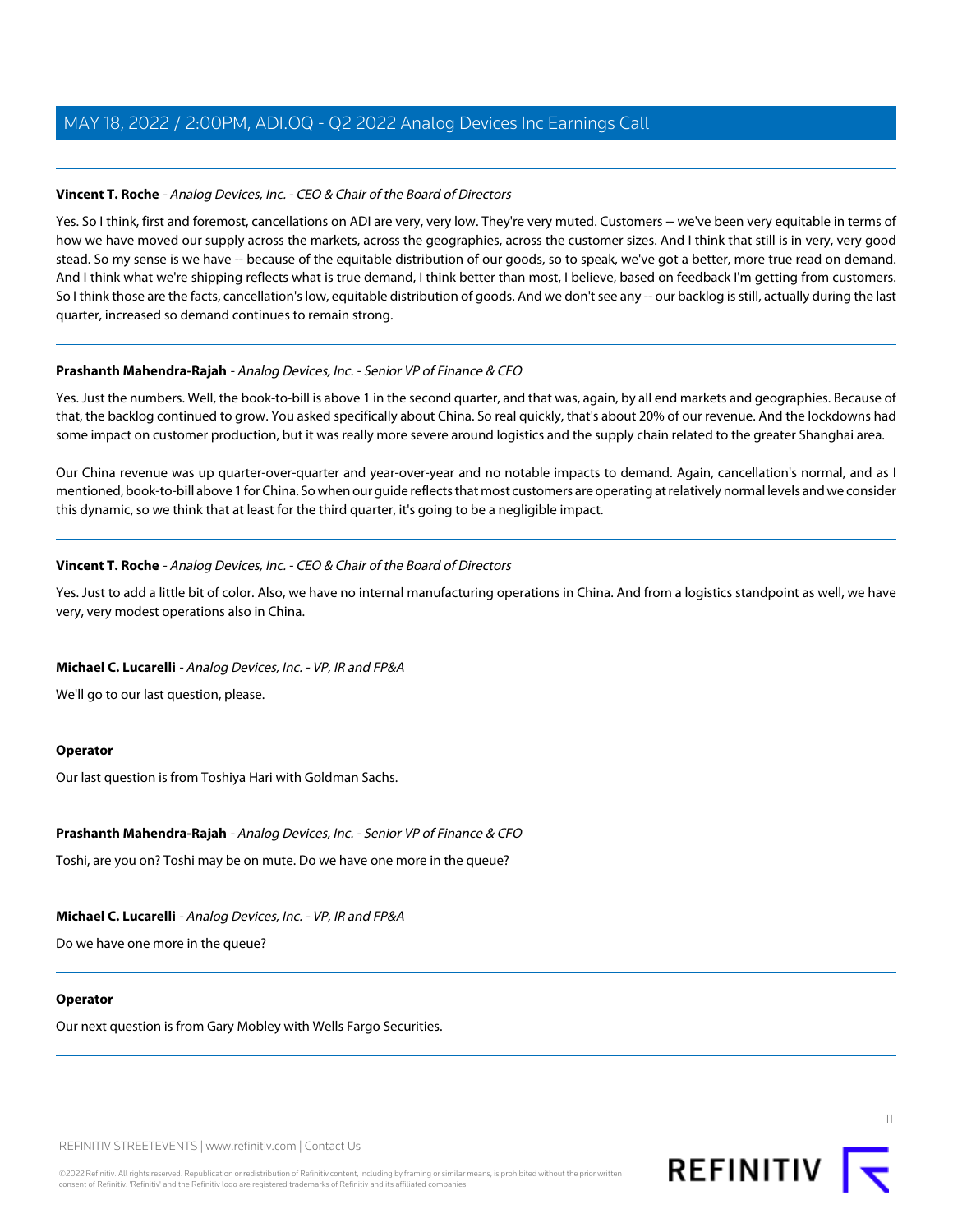**Vincent T. Roche** - *Analog Devices, Inc. - CEO & Chair of the Board of Directors*

Yes. So I think, first and foremost, cancellations on ADI are very, very low. They're very muted. Customers -- we've been very equitable in terms of how we have moved our supply across the markets, across the geographies, across the customer sizes. And I think that still is in very, very good stead. So my sense is we have -- because of the equitable distribution of our goods, so to speak, we've got a better, more true read on demand. And I think what we're shipping reflects what is true demand, I think better than most, I believe, based on feedback I'm getting from customers. So I think those are the facts, cancellation's low, equitable distribution of goods. And we don't see any -- our backlog is still, actually during the last quarter, increased so demand continues to remain strong.

---

**Prashanth Mahendra-Rajah** - *Analog Devices, Inc. - Senior VP of Finance & CFO*

Yes. Just the numbers. Well, the book-to-bill is above 1 in the second quarter, and that was, again, by all end markets and geographies. Because of that, the backlog continued to grow. You asked specifically about China. So real quickly, that's about 20% of our revenue. And the lockdowns had some impact on customer production, but it was really more severe around logistics and the supply chain related to the greater Shanghai area.

Our China revenue was up quarter-over-quarter and year-over-year and no notable impacts to demand. Again, cancellation's normal, and as I mentioned, book-to-bill above 1 for China. So when our guide reflects that most customers are operating at relatively normal levels and we consider this dynamic, so we think that at least for the third quarter, it's going to be a negligible impact.

---

**Vincent T. Roche** - *Analog Devices, Inc. - CEO & Chair of the Board of Directors*

Yes. Just to add a little bit of color. Also, we have no internal manufacturing operations in China. And from a logistics standpoint as well, we have very, very modest operations also in China.

---

**Michael C. Lucarelli** - *Analog Devices, Inc. - VP, IR and FP&A*

We'll go to our last question, please.

---

**Operator**

Our last question is from Toshiya Hari with Goldman Sachs.

---

**Prashanth Mahendra-Rajah** - *Analog Devices, Inc. - Senior VP of Finance & CFO*

Toshi, are you on? Toshi may be on mute. Do we have one more in the queue?

---

**Michael C. Lucarelli** - *Analog Devices, Inc. - VP, IR and FP&A*

Do we have one more in the queue?

---

**Operator**

Our next question is from Gary Mobley with Wells Fargo Securities.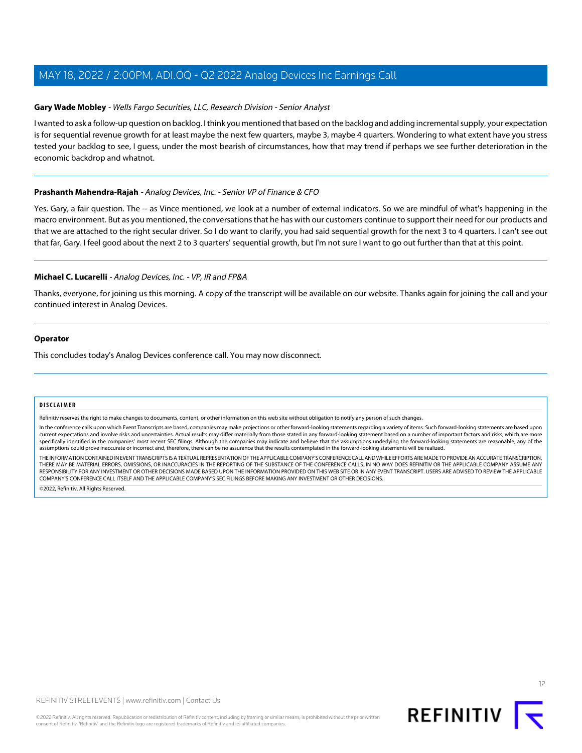**Gary Wade Mobley** - *Wells Fargo Securities, LLC, Research Division - Senior Analyst*

I wanted to ask a follow-up question on backlog. I think you mentioned that based on the backlog and adding incremental supply, your expectation is for sequential revenue growth for at least maybe the next few quarters, maybe 3, maybe 4 quarters. Wondering to what extent have you stress tested your backlog to see, I guess, under the most bearish of circumstances, how that may trend if perhaps we see further deterioration in the economic backdrop and whatnot.

---

**Prashanth Mahendra-Rajah** - *Analog Devices, Inc. - Senior VP of Finance & CFO*

Yes. Gary, a fair question. The -- as Vince mentioned, we look at a number of external indicators. So we are mindful of what's happening in the macro environment. But as you mentioned, the conversations that he has with our customers continue to support their need for our products and that we are attached to the right secular driver. So I do want to clarify, you had said sequential growth for the next 3 to 4 quarters. I can't see out that far, Gary. I feel good about the next 2 to 3 quarters' sequential growth, but I'm not sure I want to go out further than that at this point.

---

**Michael C. Lucarelli** - *Analog Devices, Inc. - VP, IR and FP&A*

Thanks, everyone, for joining us this morning. A copy of the transcript will be available on our website. Thanks again for joining the call and your continued interest in Analog Devices.

---

**Operator**

This concludes today's Analog Devices conference call. You may now disconnect.

---

**DISCLAIMER**

Refinitiv reserves the right to make changes to documents, content, or other information on this web site without obligation to notify any person of such changes.

In the conference calls upon which Event Transcripts are based, companies may make projections or other forward-looking statements regarding a variety of items. Such forward-looking statements are based upon current expectations and involve risks and uncertainties. Actual results may differ materially from those stated in any forward-looking statement based on a number of important factors and risks, which are more specifically identified in the companies' most recent SEC filings. Although the companies may indicate and believe that the assumptions underlying the forward-looking statements are reasonable, any of the assumptions could prove inaccurate or incorrect and, therefore, there can be no assurance that the results contemplated in the forward-looking statements will be realized.

THE INFORMATION CONTAINED IN EVENT TRANSCRIPTS IS A TEXTUAL REPRESENTATION OF THE APPLICABLE COMPANY'S CONFERENCE CALL AND WHILE EFFORTS ARE MADE TO PROVIDE AN ACCURATE TRANSCRIPTION, THERE MAY BE MATERIAL ERRORS, OMISSIONS, OR INACCURACIES IN THE REPORTING OF THE SUBSTANCE OF THE CONFERENCE CALLS. IN NO WAY DOES REFINITIV OR THE APPLICABLE COMPANY ASSUME ANY RESPONSIBILITY FOR ANY INVESTMENT OR OTHER DECISIONS MADE BASED UPON THE INFORMATION PROVIDED ON THIS WEB SITE OR IN ANY EVENT TRANSCRIPT. USERS ARE ADVISED TO REVIEW THE APPLICABLE COMPANY'S CONFERENCE CALL ITSELF AND THE APPLICABLE COMPANY'S SEC FILINGS BEFORE MAKING ANY INVESTMENT OR OTHER DECISIONS.

©2022, Refinitiv. All Rights Reserved.